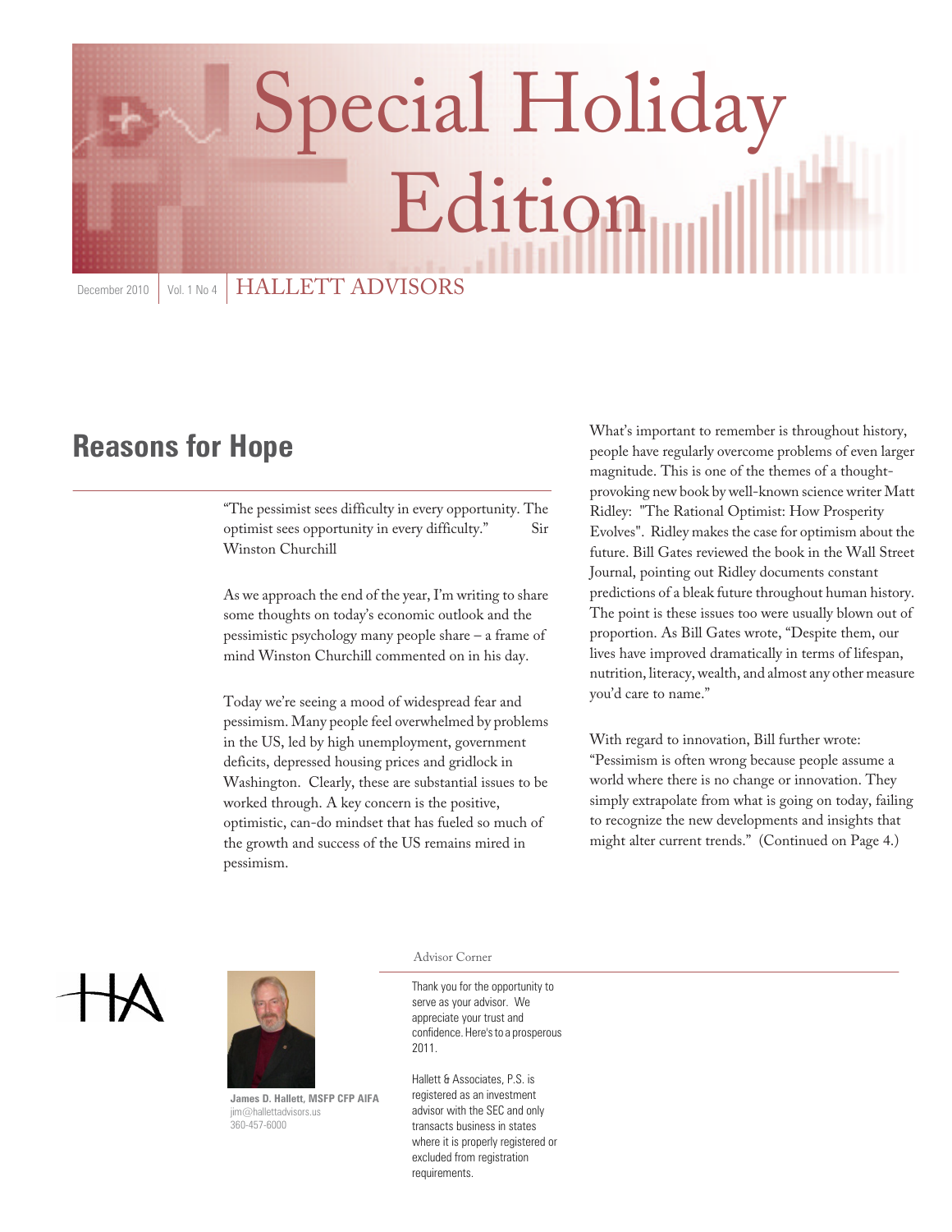# Special Holiday Edition

December 2010 | Vol. 1 No 4 | HALLETT ADVISORS

## Reasons for Hope

"The pessimist sees difficulty in every opportunity. The optimist sees opportunity in every difficulty." Sir Winston Churchill

As we approach the end of the year, I'm writing to share some thoughts on today's economic outlook and the pessimistic psychology many people share – a frame of mind Winston Churchill commented on in his day.

Today we're seeing a mood of widespread fear and pessimism. Many people feel overwhelmed by problems in the US, led by high unemployment, government deficits, depressed housing prices and gridlock in Washington. Clearly, these are substantial issues to be worked through. A key concern is the positive, optimistic, can-do mindset that has fueled so much of the growth and success of the US remains mired in pessimism.

What's important to remember is throughout history, people have regularly overcome problems of even larger magnitude. This is one of the themes of a thought-provoking new book by well-known science writer Matt Ridley: "The Rational Optimist: How Prosperity Evolves". Ridley makes the case for optimism about the future. Bill Gates reviewed the book in the Wall Street Journal, pointing out Ridley documents constant predictions of a bleak future throughout human history. The point is these issues too were usually blown out of proportion. As Bill Gates wrote, "Despite them, our lives have improved dramatically in terms of lifespan, nutrition, literacy, wealth, and almost any other measure you'd care to name."

With regard to innovation, Bill further wrote: "Pessimism is often wrong because people assume a world where there is no change or innovation. They simply extrapolate from what is going on today, failing to recognize the new developments and insights that might alter current trends." (Continued on Page 4.)

HA

**James D. Hallett, MSFP CFP AIFA**
jim@hallettadvisors.us
360-457-6000

Advisor Corner

Thank you for the opportunity to serve as your advisor. We appreciate your trust and confidence. Here's to a prosperous 2011.

Hallett & Associates, P.S. is registered as an investment advisor with the SEC and only transacts business in states where it is properly registered or excluded from registration requirements.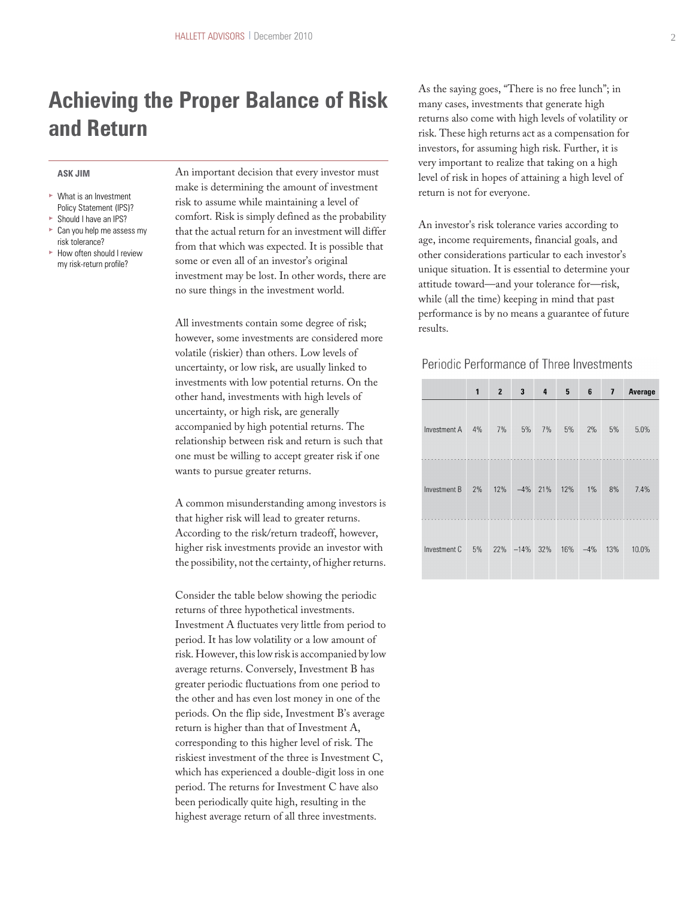# Achieving the Proper Balance of Risk and Return

**ASK JIM**

- What is an Investment Policy Statement (IPS)?
- Should I have an IPS?
- Can you help me assess my risk tolerance?
- How often should I review my risk-return profile?

An important decision that every investor must make is determining the amount of investment risk to assume while maintaining a level of comfort. Risk is simply defined as the probability that the actual return for an investment will differ from that which was expected. It is possible that some or even all of an investor's original investment may be lost. In other words, there are no sure things in the investment world.

All investments contain some degree of risk; however, some investments are considered more volatile (riskier) than others. Low levels of uncertainty, or low risk, are usually linked to investments with low potential returns. On the other hand, investments with high levels of uncertainty, or high risk, are generally accompanied by high potential returns. The relationship between risk and return is such that one must be willing to accept greater risk if one wants to pursue greater returns.

A common misunderstanding among investors is that higher risk will lead to greater returns. According to the risk/return tradeoff, however, higher risk investments provide an investor with the possibility, not the certainty, of higher returns.

Consider the table below showing the periodic returns of three hypothetical investments. Investment A fluctuates very little from period to period. It has low volatility or a low amount of risk. However, this low risk is accompanied by low average returns. Conversely, Investment B has greater periodic fluctuations from one period to the other and has even lost money in one of the periods. On the flip side, Investment B's average return is higher than that of Investment A, corresponding to this higher level of risk. The riskiest investment of the three is Investment C, which has experienced a double-digit loss in one period. The returns for Investment C have also been periodically quite high, resulting in the highest average return of all three investments.

As the saying goes, "There is no free lunch"; in many cases, investments that generate high returns also come with high levels of volatility or risk. These high returns act as a compensation for investors, for assuming high risk. Further, it is very important to realize that taking on a high level of risk in hopes of attaining a high level of return is not for everyone.

An investor's risk tolerance varies according to age, income requirements, financial goals, and other considerations particular to each investor's unique situation. It is essential to determine your attitude toward—and your tolerance for—risk, while (all the time) keeping in mind that past performance is by no means a guarantee of future results.

Periodic Performance of Three Investments

| | 1 | 2 | 3 | 4 | 5 | 6 | 7 | Average |
|---|---|---|---|---|---|---|---|---|
| Investment A | 4% | 7% | 5% | 7% | 5% | 2% | 5% | 5.0% |
| Investment B | 2% | 12% | –4% | 21% | 12% | 1% | 8% | 7.4% |
| Investment C | 5% | 22% | –14% | 32% | 16% | –4% | 13% | 10.0% |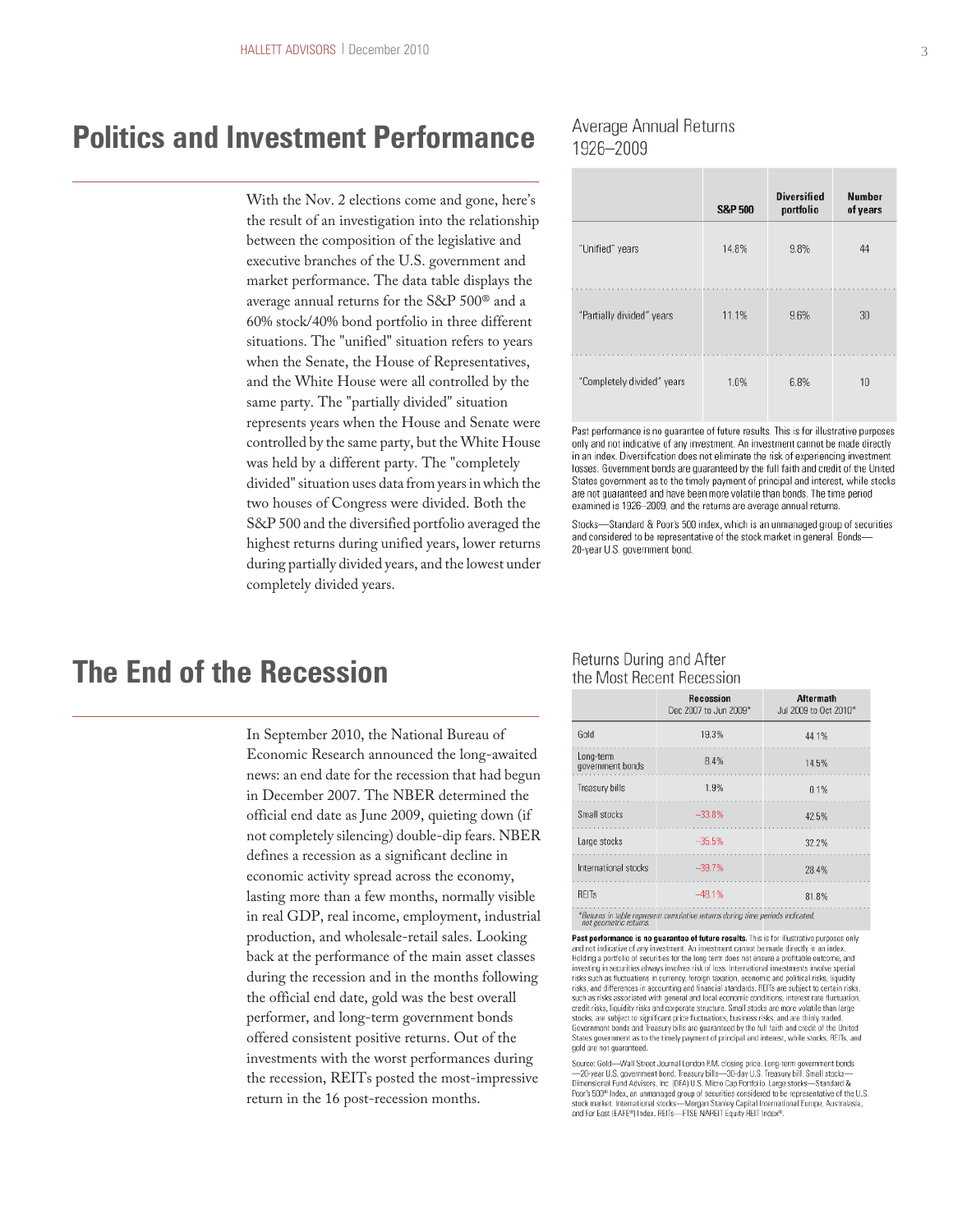## Politics and Investment Performance

With the Nov. 2 elections come and gone, here's the result of an investigation into the relationship between the composition of the legislative and executive branches of the U.S. government and market performance. The data table displays the average annual returns for the S&P 500® and a 60% stock/40% bond portfolio in three different situations. The "unified" situation refers to years when the Senate, the House of Representatives, and the White House were all controlled by the same party. The "partially divided" situation represents years when the House and Senate were controlled by the same party, but the White House was held by a different party. The "completely divided" situation uses data from years in which the two houses of Congress were divided. Both the S&P 500 and the diversified portfolio averaged the highest returns during unified years, lower returns during partially divided years, and the lowest under completely divided years.

### Average Annual Returns 1926–2009

| | S&P 500 | Diversified portfolio | Number of years |
|---|---|---|---|
| "Unified" years | 14.8% | 9.8% | 44 |
| "Partially divided" years | 11.1% | 9.6% | 30 |
| "Completely divided" years | 1.0% | 6.8% | 10 |

Past performance is no guarantee of future results. This is for illustrative purposes only and not indicative of any investment. An investment cannot be made directly in an index. Diversification does not eliminate the risk of experiencing investment losses. Government bonds are guaranteed by the full faith and credit of the United States government as to the timely payment of principal and interest, while stocks are not guaranteed and have been more volatile than bonds. The time period examined is 1926–2009, and the returns are average annual returns.

Stocks—Standard & Poor's 500 index, which is an unmanaged group of securities and considered to be representative of the stock market in general. Bonds—20-year U.S. government bond.

## The End of the Recession

In September 2010, the National Bureau of Economic Research announced the long-awaited news: an end date for the recession that had begun in December 2007. The NBER determined the official end date as June 2009, quieting down (if not completely silencing) double-dip fears. NBER defines a recession as a significant decline in economic activity spread across the economy, lasting more than a few months, normally visible in real GDP, real income, employment, industrial production, and wholesale-retail sales. Looking back at the performance of the main asset classes during the recession and in the months following the official end date, gold was the best overall performer, and long-term government bonds offered consistent positive returns. Out of the investments with the worst performances during the recession, REITs posted the most-impressive return in the 16 post-recession months.

### Returns During and After the Most Recent Recession

| | Recession Dec 2007 to Jun 2009* | Aftermath Jul 2009 to Oct 2010* |
|---|---|---|
| Gold | 19.3% | 44.1% |
| Long-term government bonds | 8.4% | 14.5% |
| Treasury bills | 1.9% | 0.1% |
| Small stocks | −33.8% | 42.5% |
| Large stocks | −35.5% | 32.2% |
| International stocks | −39.7% | 28.4% |
| REITs | −48.1% | 81.8% |

*Returns in table represent cumulative returns during time periods indicated, not geometric returns.

**Past performance is no guarantee of future results.** This is for illustrative purposes only and not indicative of any investment. An investment cannot be made directly in an index. Holding a portfolio of securities for the long term does not ensure a profitable outcome, and investing in securities always involves risk of loss. International investments involve special risks such as fluctuations in currency, foreign taxation, economic and political risks, liquidity risks, and differences in accounting and financial standards. REITs are subject to certain risks, such as risks associated with general and local economic conditions, interest rate fluctuation, credit risks, liquidity risks and corporate structure. Small stocks are more volatile than large stocks, are subject to significant price fluctuations, business risks, and are thinly traded. Government bonds and Treasury bills are guaranteed by the full faith and credit of the United States government as to the timely payment of principal and interest, while stocks, REITs, and gold are not guaranteed.

Source: Gold—Wall Street Journal London P.M. closing price. Long-term government bonds—20-year U.S. government bond. Treasury bills—30-day U.S. Treasury bill. Small stocks—Dimensional Fund Advisors, Inc. (DFA) U.S. Micro Cap Portfolio. Large stocks—Standard & Poor's 500® Index, an unmanaged group of securities considered to be representative of the U.S. stock market. International stocks—Morgan Stanley Capital International Europe, Australasia, and Far East (EAFE®) Index. REITs—FTSE NAREIT Equity REIT Index®.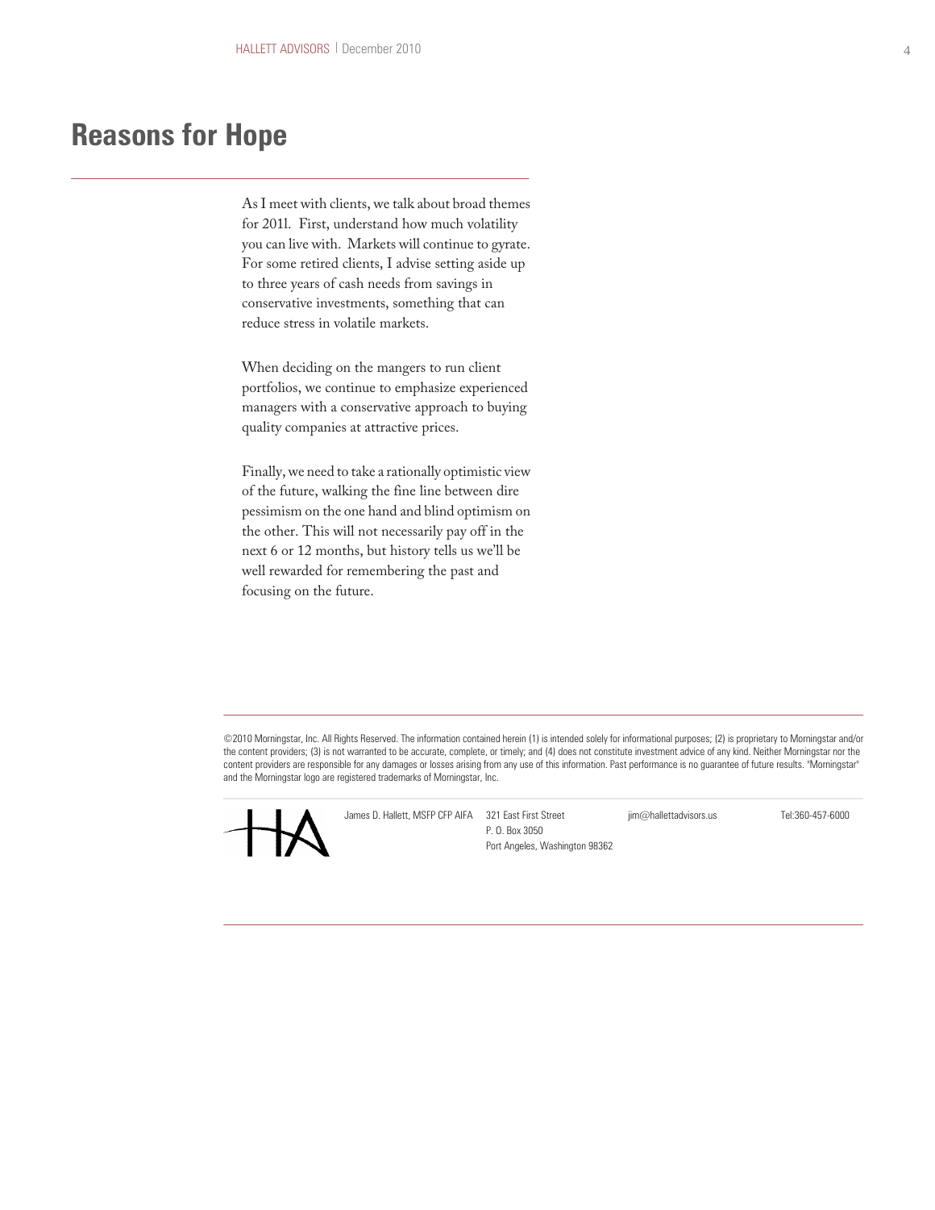# Reasons for Hope

As I meet with clients, we talk about broad themes for 2011. First, understand how much volatility you can live with. Markets will continue to gyrate. For some retired clients, I advise setting aside up to three years of cash needs from savings in conservative investments, something that can reduce stress in volatile markets.

When deciding on the mangers to run client portfolios, we continue to emphasize experienced managers with a conservative approach to buying quality companies at attractive prices.

Finally, we need to take a rationally optimistic view of the future, walking the fine line between dire pessimism on the one hand and blind optimism on the other. This will not necessarily pay off in the next 6 or 12 months, but history tells us we'll be well rewarded for remembering the past and focusing on the future.

©2010 Morningstar, Inc. All Rights Reserved. The information contained herein (1) is intended solely for informational purposes; (2) is proprietary to Morningstar and/or the content providers; (3) is not warranted to be accurate, complete, or timely; and (4) does not constitute investment advice of any kind. Neither Morningstar nor the content providers are responsible for any damages or losses arising from any use of this information. Past performance is no guarantee of future results. "Morningstar" and the Morningstar logo are registered trademarks of Morningstar, Inc.

James D. Hallett, MSFP CFP AIFA

321 East First Street
P. O. Box 3050
Port Angeles, Washington 98362

jim@hallettadvisors.us

Tel:360-457-6000